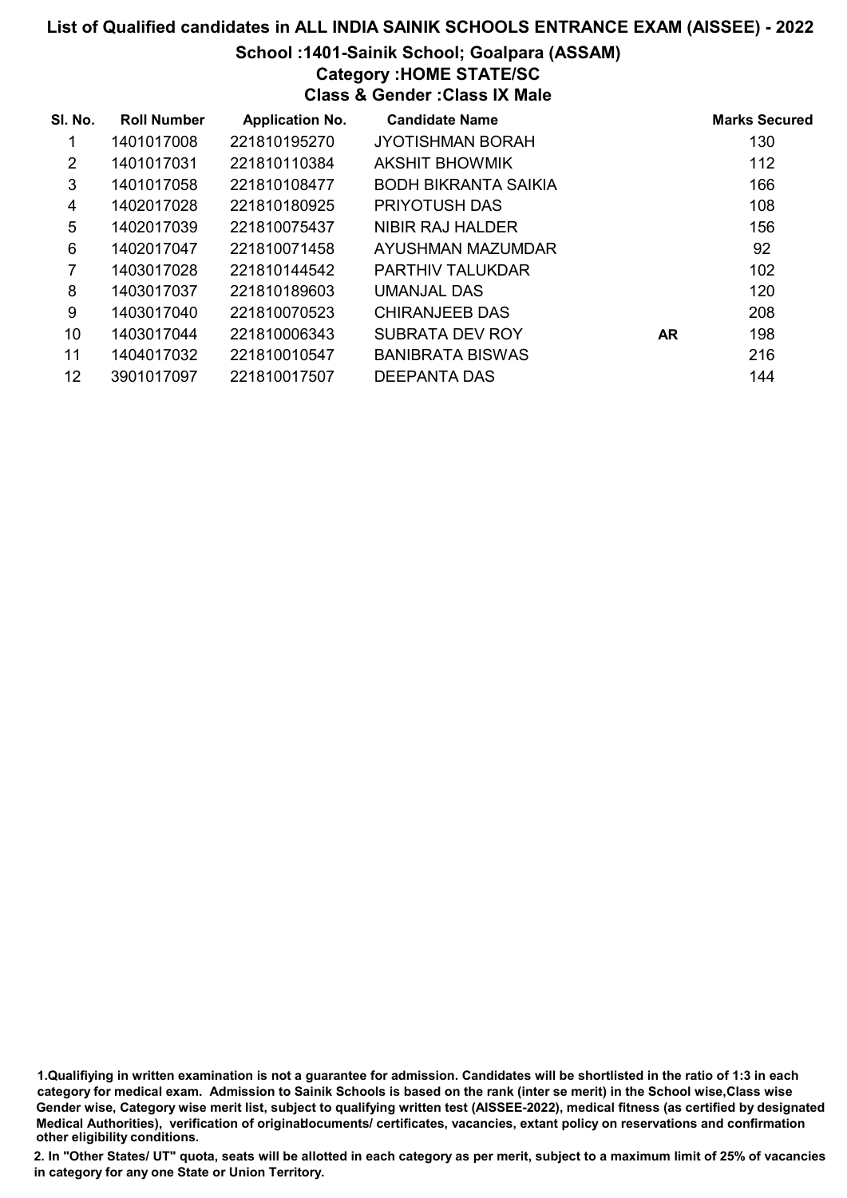# List of Qualified candidates in ALL INDIA SAINIK SCHOOLS ENTRANCE EXAM (AISSEE) - 2022

## School :1401-Sainik School; Goalpara (ASSAM)

### Category :HOME STATE/SC

### Class & Gender :Class IX Male

| Sl. No. | Roll Number | Application No. | Candidate Name | | Marks Secured |
|---|---|---|---|---|---|
| 1 | 1401017008 | 221810195270 | JYOTISHMAN BORAH | | 130 |
| 2 | 1401017031 | 221810110384 | AKSHIT BHOWMIK | | 112 |
| 3 | 1401017058 | 221810108477 | BODH BIKRANTA SAIKIA | | 166 |
| 4 | 1402017028 | 221810180925 | PRIYOTUSH DAS | | 108 |
| 5 | 1402017039 | 221810075437 | NIBIR RAJ HALDER | | 156 |
| 6 | 1402017047 | 221810071458 | AYUSHMAN MAZUMDAR | | 92 |
| 7 | 1403017028 | 221810144542 | PARTHIV TALUKDAR | | 102 |
| 8 | 1403017037 | 221810189603 | UMANJAL DAS | | 120 |
| 9 | 1403017040 | 221810070523 | CHIRANJEEB DAS | | 208 |
| 10 | 1403017044 | 221810006343 | SUBRATA DEV ROY | AR | 198 |
| 11 | 1404017032 | 221810010547 | BANIBRATA BISWAS | | 216 |
| 12 | 3901017097 | 221810017507 | DEEPANTA DAS | | 144 |

1.Qualifiying in written examination is not a guarantee for admission. Candidates will be shortlisted in the ratio of 1:3 in each category for medical exam. Admission to Sainik Schools is based on the rank (inter se merit) in the School wise,Class wise Gender wise, Category wise merit list, subject to qualifying written test (AISSEE-2022), medical fitness (as certified by designated Medical Authorities), verification of originaldocuments/ certificates, vacancies, extant policy on reservations and confirmation other eligibility conditions.

2. In "Other States/ UT" quota, seats will be allotted in each category as per merit, subject to a maximum limit of 25% of vacancies in category for any one State or Union Territory.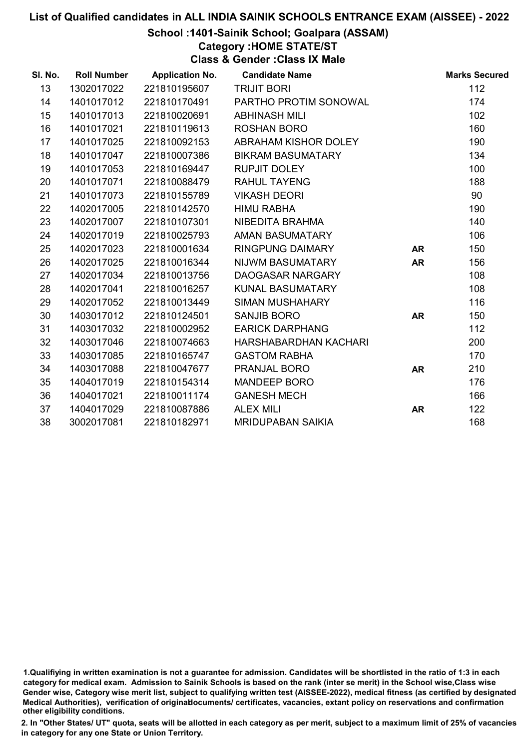# List of Qualified candidates in ALL INDIA SAINIK SCHOOLS ENTRANCE EXAM (AISSEE) - 2022

## School :1401-Sainik School; Goalpara (ASSAM)

### Category :HOME STATE/ST

### Class & Gender :Class IX Male

| Sl. No. | Roll Number | Application No. | Candidate Name | | Marks Secured |
|---|---|---|---|---|---|
| 13 | 1302017022 | 221810195607 | TRIJIT BORI | | 112 |
| 14 | 1401017012 | 221810170491 | PARTHO PROTIM SONOWAL | | 174 |
| 15 | 1401017013 | 221810020691 | ABHINASH MILI | | 102 |
| 16 | 1401017021 | 221810119613 | ROSHAN BORO | | 160 |
| 17 | 1401017025 | 221810092153 | ABRAHAM KISHOR DOLEY | | 190 |
| 18 | 1401017047 | 221810007386 | BIKRAM BASUMATARY | | 134 |
| 19 | 1401017053 | 221810169447 | RUPJIT DOLEY | | 100 |
| 20 | 1401017071 | 221810088479 | RAHUL TAYENG | | 188 |
| 21 | 1401017073 | 221810155789 | VIKASH DEORI | | 90 |
| 22 | 1402017005 | 221810142570 | HIMU RABHA | | 190 |
| 23 | 1402017007 | 221810107301 | NIBEDITA BRAHMA | | 140 |
| 24 | 1402017019 | 221810025793 | AMAN BASUMATARY | | 106 |
| 25 | 1402017023 | 221810001634 | RINGPUNG DAIMARY | AR | 150 |
| 26 | 1402017025 | 221810016344 | NIJWM BASUMATARY | AR | 156 |
| 27 | 1402017034 | 221810013756 | DAOGASAR NARGARY | | 108 |
| 28 | 1402017041 | 221810016257 | KUNAL BASUMATARY | | 108 |
| 29 | 1402017052 | 221810013449 | SIMAN MUSHAHARY | | 116 |
| 30 | 1403017012 | 221810124501 | SANJIB BORO | AR | 150 |
| 31 | 1403017032 | 221810002952 | EARICK DARPHANG | | 112 |
| 32 | 1403017046 | 221810074663 | HARSHABARDHAN KACHARI | | 200 |
| 33 | 1403017085 | 221810165747 | GASTOM RABHA | | 170 |
| 34 | 1403017088 | 221810047677 | PRANJAL BORO | AR | 210 |
| 35 | 1404017019 | 221810154314 | MANDEEP BORO | | 176 |
| 36 | 1404017021 | 221810011174 | GANESH MECH | | 166 |
| 37 | 1404017029 | 221810087886 | ALEX MILI | AR | 122 |
| 38 | 3002017081 | 221810182971 | MRIDUPABAN SAIKIA | | 168 |

1.Qualifiying in written examination is not a guarantee for admission. Candidates will be shortlisted in the ratio of 1:3 in each category for medical exam. Admission to Sainik Schools is based on the rank (inter se merit) in the School wise,Class wise Gender wise, Category wise merit list, subject to qualifying written test (AISSEE-2022), medical fitness (as certified by designated Medical Authorities), verification of originaldocuments/ certificates, vacancies, extant policy on reservations and confirmation other eligibility conditions.

2. In "Other States/ UT" quota, seats will be allotted in each category as per merit, subject to a maximum limit of 25% of vacancies in category for any one State or Union Territory.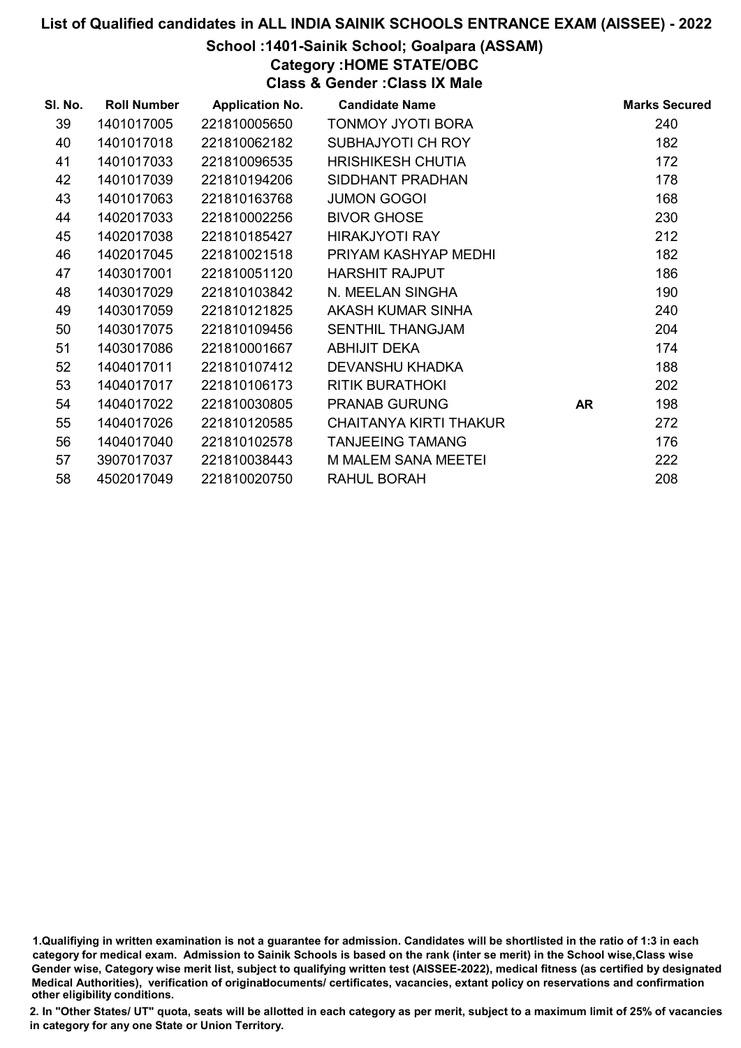# List of Qualified candidates in ALL INDIA SAINIK SCHOOLS ENTRANCE EXAM (AISSEE) - 2022

## School :1401-Sainik School; Goalpara (ASSAM)

### Category :HOME STATE/OBC

### Class & Gender :Class IX Male

| Sl. No. | Roll Number | Application No. | Candidate Name | | Marks Secured |
|---|---|---|---|---|---|
| 39 | 1401017005 | 221810005650 | TONMOY JYOTI BORA | | 240 |
| 40 | 1401017018 | 221810062182 | SUBHAJYOTI CH ROY | | 182 |
| 41 | 1401017033 | 221810096535 | HRISHIKESH CHUTIA | | 172 |
| 42 | 1401017039 | 221810194206 | SIDDHANT PRADHAN | | 178 |
| 43 | 1401017063 | 221810163768 | JUMON GOGOI | | 168 |
| 44 | 1402017033 | 221810002256 | BIVOR GHOSE | | 230 |
| 45 | 1402017038 | 221810185427 | HIRAKJYOTI RAY | | 212 |
| 46 | 1402017045 | 221810021518 | PRIYAM KASHYAP MEDHI | | 182 |
| 47 | 1403017001 | 221810051120 | HARSHIT RAJPUT | | 186 |
| 48 | 1403017029 | 221810103842 | N. MEELAN SINGHA | | 190 |
| 49 | 1403017059 | 221810121825 | AKASH KUMAR SINHA | | 240 |
| 50 | 1403017075 | 221810109456 | SENTHIL THANGJAM | | 204 |
| 51 | 1403017086 | 221810001667 | ABHIJIT DEKA | | 174 |
| 52 | 1404017011 | 221810107412 | DEVANSHU KHADKA | | 188 |
| 53 | 1404017017 | 221810106173 | RITIK BURATHOKI | | 202 |
| 54 | 1404017022 | 221810030805 | PRANAB GURUNG | AR | 198 |
| 55 | 1404017026 | 221810120585 | CHAITANYA KIRTI THAKUR | | 272 |
| 56 | 1404017040 | 221810102578 | TANJEEING TAMANG | | 176 |
| 57 | 3907017037 | 221810038443 | M MALEM SANA MEETEI | | 222 |
| 58 | 4502017049 | 221810020750 | RAHUL BORAH | | 208 |

1.Qualifiying in written examination is not a guarantee for admission. Candidates will be shortlisted in the ratio of 1:3 in each category for medical exam. Admission to Sainik Schools is based on the rank (inter se merit) in the School wise,Class wise Gender wise, Category wise merit list, subject to qualifying written test (AISSEE-2022), medical fitness (as certified by designated Medical Authorities), verification of originaldocuments/ certificates, vacancies, extant policy on reservations and confirmation other eligibility conditions.

2. In "Other States/ UT" quota, seats will be allotted in each category as per merit, subject to a maximum limit of 25% of vacancies in category for any one State or Union Territory.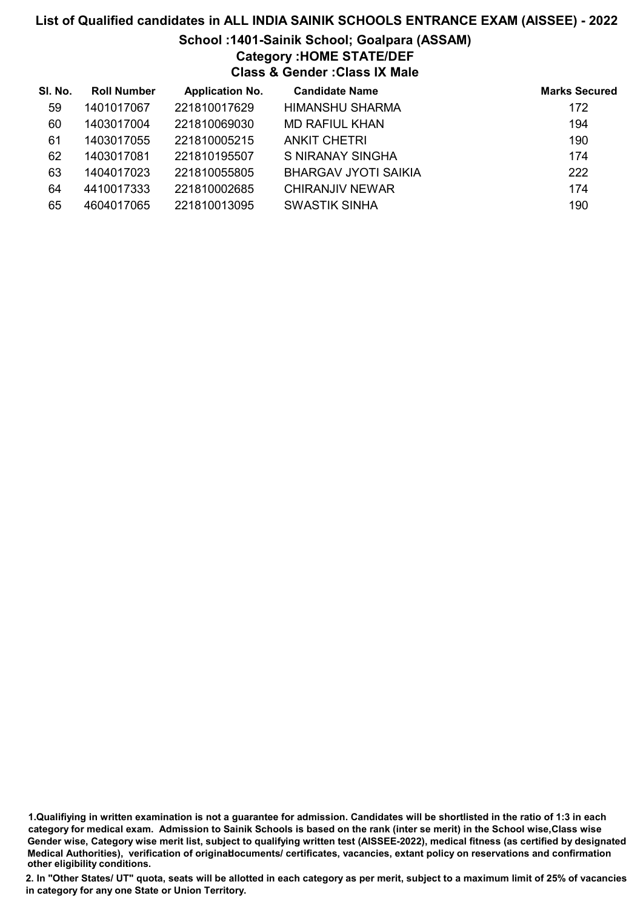# List of Qualified candidates in ALL INDIA SAINIK SCHOOLS ENTRANCE EXAM (AISSEE) - 2022

## School :1401-Sainik School; Goalpara (ASSAM)

### Category :HOME STATE/DEF

### Class & Gender :Class IX Male

| Sl. No. | Roll Number | Application No. | Candidate Name | Marks Secured |
|---|---|---|---|---|
| 59 | 1401017067 | 221810017629 | HIMANSHU SHARMA | 172 |
| 60 | 1403017004 | 221810069030 | MD RAFIUL KHAN | 194 |
| 61 | 1403017055 | 221810005215 | ANKIT CHETRI | 190 |
| 62 | 1403017081 | 221810195507 | S NIRANAY SINGHA | 174 |
| 63 | 1404017023 | 221810055805 | BHARGAV JYOTI SAIKIA | 222 |
| 64 | 4410017333 | 221810002685 | CHIRANJIV NEWAR | 174 |
| 65 | 4604017065 | 221810013095 | SWASTIK SINHA | 190 |

1.Qualifiying in written examination is not a guarantee for admission. Candidates will be shortlisted in the ratio of 1:3 in each category for medical exam. Admission to Sainik Schools is based on the rank (inter se merit) in the School wise,Class wise Gender wise, Category wise merit list, subject to qualifying written test (AISSEE-2022), medical fitness (as certified by designated Medical Authorities), verification of originaldocuments/ certificates, vacancies, extant policy on reservations and confirmation other eligibility conditions.

2. In "Other States/ UT" quota, seats will be allotted in each category as per merit, subject to a maximum limit of 25% of vacancies in category for any one State or Union Territory.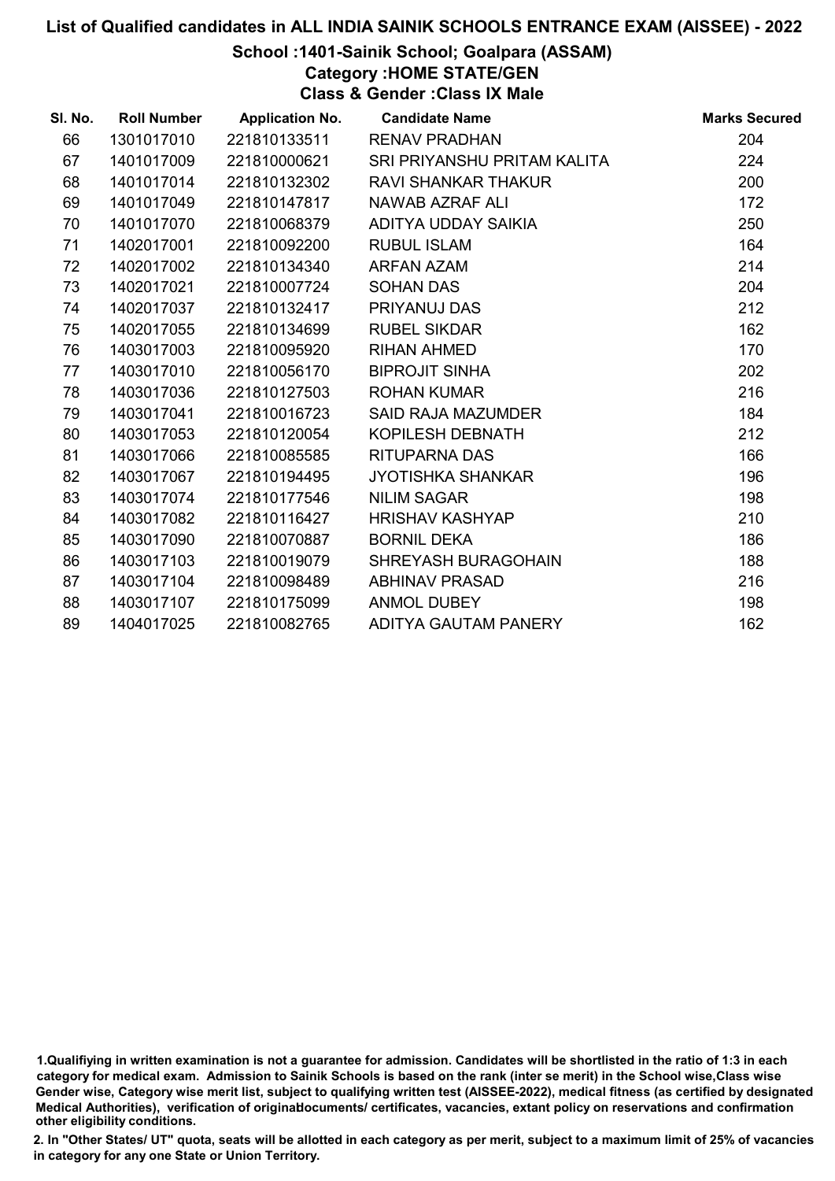# List of Qualified candidates in ALL INDIA SAINIK SCHOOLS ENTRANCE EXAM (AISSEE) - 2022

## School :1401-Sainik School; Goalpara (ASSAM)

### Category :HOME STATE/GEN

### Class & Gender :Class IX Male

| Sl. No. | Roll Number | Application No. | Candidate Name | Marks Secured |
|---|---|---|---|---|
| 66 | 1301017010 | 221810133511 | RENAV PRADHAN | 204 |
| 67 | 1401017009 | 221810000621 | SRI PRIYANSHU PRITAM KALITA | 224 |
| 68 | 1401017014 | 221810132302 | RAVI SHANKAR THAKUR | 200 |
| 69 | 1401017049 | 221810147817 | NAWAB AZRAF ALI | 172 |
| 70 | 1401017070 | 221810068379 | ADITYA UDDAY SAIKIA | 250 |
| 71 | 1402017001 | 221810092200 | RUBUL ISLAM | 164 |
| 72 | 1402017002 | 221810134340 | ARFAN AZAM | 214 |
| 73 | 1402017021 | 221810007724 | SOHAN DAS | 204 |
| 74 | 1402017037 | 221810132417 | PRIYANUJ DAS | 212 |
| 75 | 1402017055 | 221810134699 | RUBEL SIKDAR | 162 |
| 76 | 1403017003 | 221810095920 | RIHAN AHMED | 170 |
| 77 | 1403017010 | 221810056170 | BIPROJIT SINHA | 202 |
| 78 | 1403017036 | 221810127503 | ROHAN KUMAR | 216 |
| 79 | 1403017041 | 221810016723 | SAID RAJA MAZUMDER | 184 |
| 80 | 1403017053 | 221810120054 | KOPILESH DEBNATH | 212 |
| 81 | 1403017066 | 221810085585 | RITUPARNA DAS | 166 |
| 82 | 1403017067 | 221810194495 | JYOTISHKA SHANKAR | 196 |
| 83 | 1403017074 | 221810177546 | NILIM SAGAR | 198 |
| 84 | 1403017082 | 221810116427 | HRISHAV KASHYAP | 210 |
| 85 | 1403017090 | 221810070887 | BORNIL DEKA | 186 |
| 86 | 1403017103 | 221810019079 | SHREYASH BURAGOHAIN | 188 |
| 87 | 1403017104 | 221810098489 | ABHINAV PRASAD | 216 |
| 88 | 1403017107 | 221810175099 | ANMOL DUBEY | 198 |
| 89 | 1404017025 | 221810082765 | ADITYA GAUTAM PANERY | 162 |

1.Qualifiying in written examination is not a guarantee for admission. Candidates will be shortlisted in the ratio of 1:3 in each category for medical exam. Admission to Sainik Schools is based on the rank (inter se merit) in the School wise,Class wise Gender wise, Category wise merit list, subject to qualifying written test (AISSEE-2022), medical fitness (as certified by designated Medical Authorities), verification of originaldocuments/ certificates, vacancies, extant policy on reservations and confirmation other eligibility conditions.

2. In "Other States/ UT" quota, seats will be allotted in each category as per merit, subject to a maximum limit of 25% of vacancies in category for any one State or Union Territory.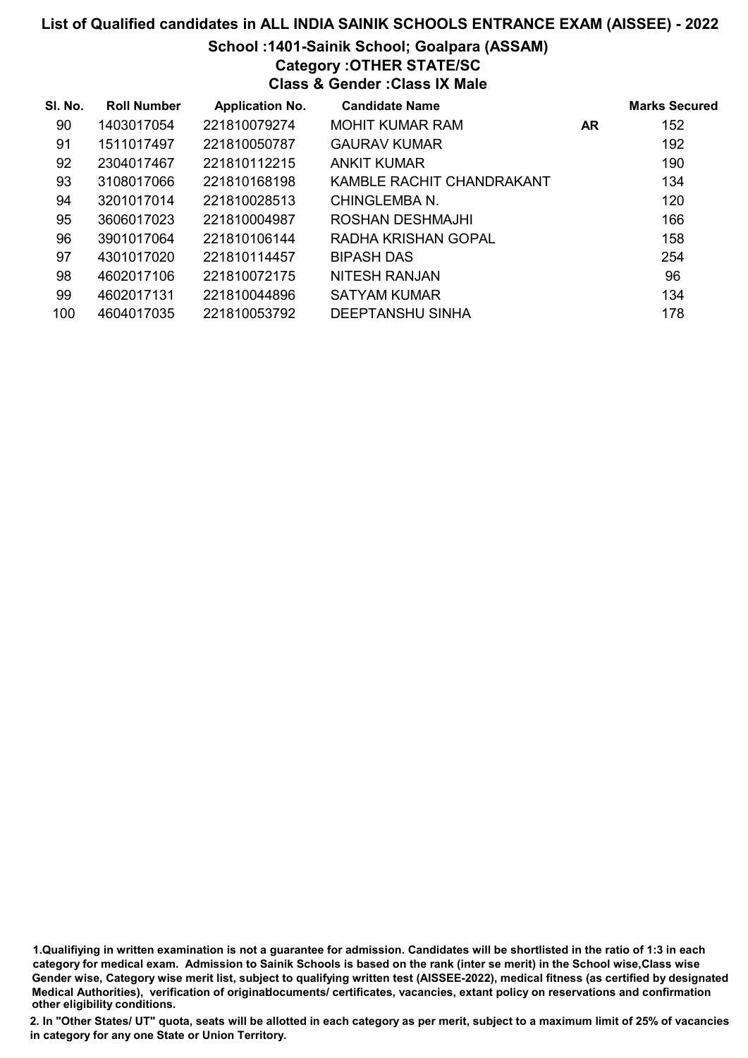# List of Qualified candidates in ALL INDIA SAINIK SCHOOLS ENTRANCE EXAM (AISSEE) - 2022

## School :1401-Sainik School; Goalpara (ASSAM)

### Category :OTHER STATE/SC

### Class & Gender :Class IX Male

| Sl. No. | Roll Number | Application No. | Candidate Name | | Marks Secured |
|---|---|---|---|---|---|
| 90 | 1403017054 | 221810079274 | MOHIT KUMAR RAM | AR | 152 |
| 91 | 1511017497 | 221810050787 | GAURAV KUMAR | | 192 |
| 92 | 2304017467 | 221810112215 | ANKIT KUMAR | | 190 |
| 93 | 3108017066 | 221810168198 | KAMBLE RACHIT CHANDRAKANT | | 134 |
| 94 | 3201017014 | 221810028513 | CHINGLEMBA N. | | 120 |
| 95 | 3606017023 | 221810004987 | ROSHAN DESHMAJHI | | 166 |
| 96 | 3901017064 | 221810106144 | RADHA KRISHAN GOPAL | | 158 |
| 97 | 4301017020 | 221810114457 | BIPASH DAS | | 254 |
| 98 | 4602017106 | 221810072175 | NITESH RANJAN | | 96 |
| 99 | 4602017131 | 221810044896 | SATYAM KUMAR | | 134 |
| 100 | 4604017035 | 221810053792 | DEEPTANSHU SINHA | | 178 |

1.Qualifiying in written examination is not a guarantee for admission. Candidates will be shortlisted in the ratio of 1:3 in each category for medical exam. Admission to Sainik Schools is based on the rank (inter se merit) in the School wise,Class wise Gender wise, Category wise merit list, subject to qualifying written test (AISSEE-2022), medical fitness (as certified by designated Medical Authorities), verification of originaldocuments/ certificates, vacancies, extant policy on reservations and confirmation other eligibility conditions.

2. In "Other States/ UT" quota, seats will be allotted in each category as per merit, subject to a maximum limit of 25% of vacancies in category for any one State or Union Territory.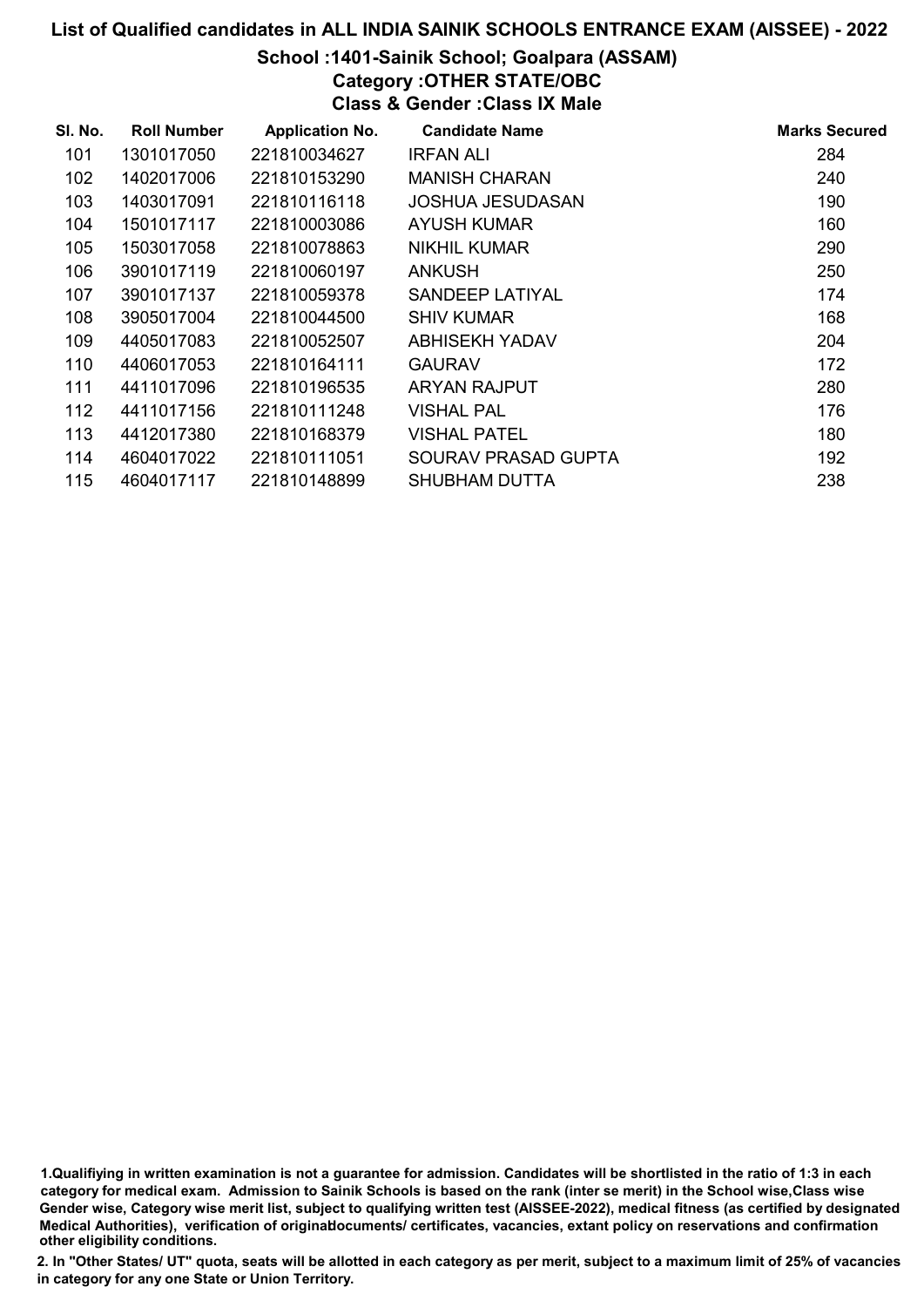# List of Qualified candidates in ALL INDIA SAINIK SCHOOLS ENTRANCE EXAM (AISSEE) - 2022

## School :1401-Sainik School; Goalpara (ASSAM)

### Category :OTHER STATE/OBC

### Class & Gender :Class IX Male

| Sl. No. | Roll Number | Application No. | Candidate Name | Marks Secured |
|---|---|---|---|---|
| 101 | 1301017050 | 221810034627 | IRFAN ALI | 284 |
| 102 | 1402017006 | 221810153290 | MANISH CHARAN | 240 |
| 103 | 1403017091 | 221810116118 | JOSHUA JESUDASAN | 190 |
| 104 | 1501017117 | 221810003086 | AYUSH KUMAR | 160 |
| 105 | 1503017058 | 221810078863 | NIKHIL KUMAR | 290 |
| 106 | 3901017119 | 221810060197 | ANKUSH | 250 |
| 107 | 3901017137 | 221810059378 | SANDEEP LATIYAL | 174 |
| 108 | 3905017004 | 221810044500 | SHIV KUMAR | 168 |
| 109 | 4405017083 | 221810052507 | ABHISEKH YADAV | 204 |
| 110 | 4406017053 | 221810164111 | GAURAV | 172 |
| 111 | 4411017096 | 221810196535 | ARYAN RAJPUT | 280 |
| 112 | 4411017156 | 221810111248 | VISHAL PAL | 176 |
| 113 | 4412017380 | 221810168379 | VISHAL PATEL | 180 |
| 114 | 4604017022 | 221810111051 | SOURAV PRASAD GUPTA | 192 |
| 115 | 4604017117 | 221810148899 | SHUBHAM DUTTA | 238 |

1.Qualifiying in written examination is not a guarantee for admission. Candidates will be shortlisted in the ratio of 1:3 in each category for medical exam. Admission to Sainik Schools is based on the rank (inter se merit) in the School wise,Class wise Gender wise, Category wise merit list, subject to qualifying written test (AISSEE-2022), medical fitness (as certified by designated Medical Authorities), verification of originaldocuments/ certificates, vacancies, extant policy on reservations and confirmation other eligibility conditions.

2. In "Other States/ UT" quota, seats will be allotted in each category as per merit, subject to a maximum limit of 25% of vacancies in category for any one State or Union Territory.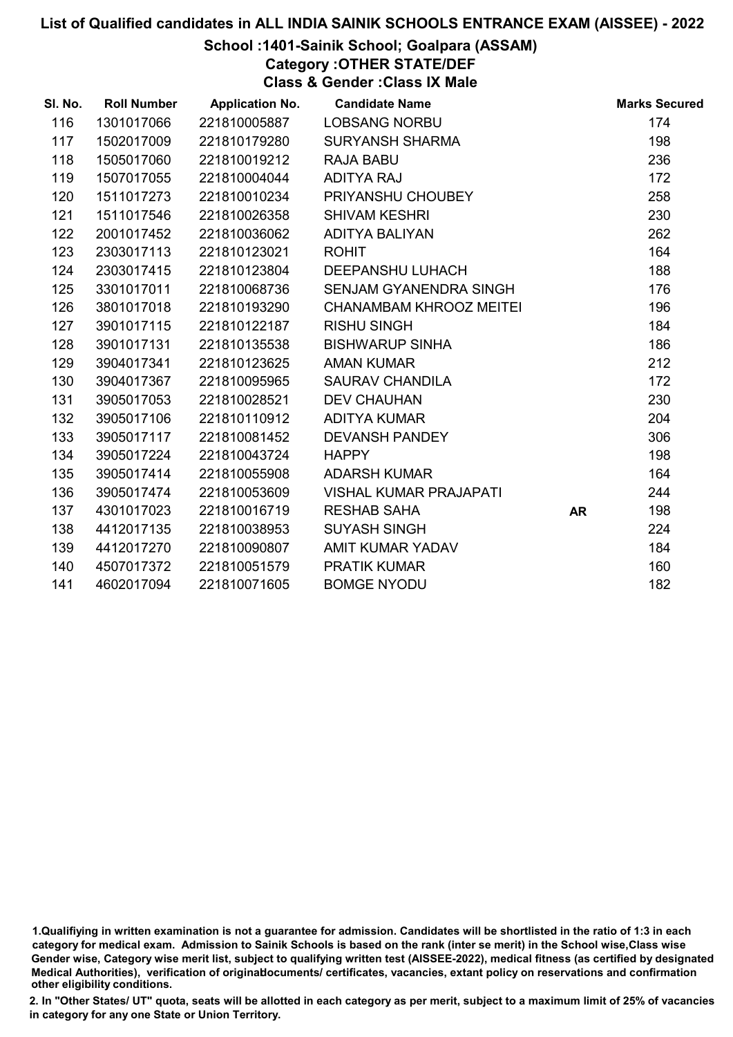# List of Qualified candidates in ALL INDIA SAINIK SCHOOLS ENTRANCE EXAM (AISSEE) - 2022

## School :1401-Sainik School; Goalpara (ASSAM)

### Category :OTHER STATE/DEF

### Class & Gender :Class IX Male

| Sl. No. | Roll Number | Application No. | Candidate Name | | Marks Secured |
|---|---|---|---|---|---|
| 116 | 1301017066 | 221810005887 | LOBSANG NORBU | | 174 |
| 117 | 1502017009 | 221810179280 | SURYANSH SHARMA | | 198 |
| 118 | 1505017060 | 221810019212 | RAJA BABU | | 236 |
| 119 | 1507017055 | 221810004044 | ADITYA RAJ | | 172 |
| 120 | 1511017273 | 221810010234 | PRIYANSHU CHOUBEY | | 258 |
| 121 | 1511017546 | 221810026358 | SHIVAM KESHRI | | 230 |
| 122 | 2001017452 | 221810036062 | ADITYA BALIYAN | | 262 |
| 123 | 2303017113 | 221810123021 | ROHIT | | 164 |
| 124 | 2303017415 | 221810123804 | DEEPANSHU LUHACH | | 188 |
| 125 | 3301017011 | 221810068736 | SENJAM GYANENDRA SINGH | | 176 |
| 126 | 3801017018 | 221810193290 | CHANAMBAM KHROOZ MEITEI | | 196 |
| 127 | 3901017115 | 221810122187 | RISHU SINGH | | 184 |
| 128 | 3901017131 | 221810135538 | BISHWARUP SINHA | | 186 |
| 129 | 3904017341 | 221810123625 | AMAN KUMAR | | 212 |
| 130 | 3904017367 | 221810095965 | SAURAV CHANDILA | | 172 |
| 131 | 3905017053 | 221810028521 | DEV CHAUHAN | | 230 |
| 132 | 3905017106 | 221810110912 | ADITYA KUMAR | | 204 |
| 133 | 3905017117 | 221810081452 | DEVANSH PANDEY | | 306 |
| 134 | 3905017224 | 221810043724 | HAPPY | | 198 |
| 135 | 3905017414 | 221810055908 | ADARSH KUMAR | | 164 |
| 136 | 3905017474 | 221810053609 | VISHAL KUMAR PRAJAPATI | | 244 |
| 137 | 4301017023 | 221810016719 | RESHAB SAHA | AR | 198 |
| 138 | 4412017135 | 221810038953 | SUYASH SINGH | | 224 |
| 139 | 4412017270 | 221810090807 | AMIT KUMAR YADAV | | 184 |
| 140 | 4507017372 | 221810051579 | PRATIK KUMAR | | 160 |
| 141 | 4602017094 | 221810071605 | BOMGE NYODU | | 182 |

1.Qualifiying in written examination is not a guarantee for admission. Candidates will be shortlisted in the ratio of 1:3 in each category for medical exam. Admission to Sainik Schools is based on the rank (inter se merit) in the School wise,Class wise Gender wise, Category wise merit list, subject to qualifying written test (AISSEE-2022), medical fitness (as certified by designated Medical Authorities), verification of originaldocuments/ certificates, vacancies, extant policy on reservations and confirmation other eligibility conditions.

2. In "Other States/ UT" quota, seats will be allotted in each category as per merit, subject to a maximum limit of 25% of vacancies in category for any one State or Union Territory.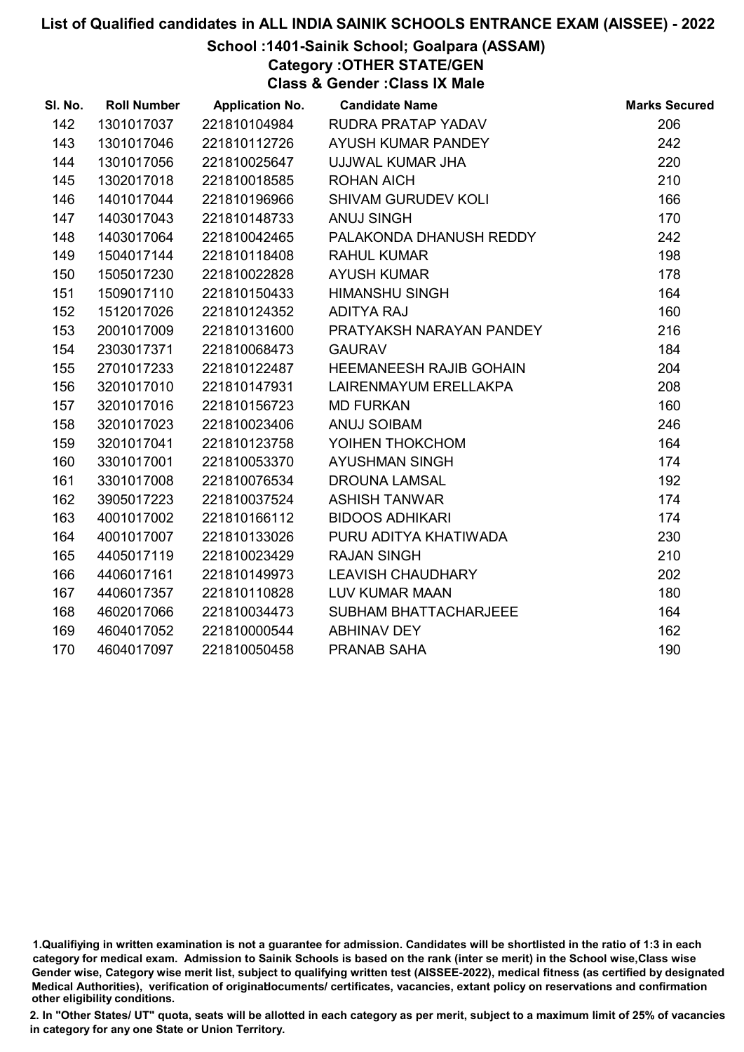# List of Qualified candidates in ALL INDIA SAINIK SCHOOLS ENTRANCE EXAM (AISSEE) - 2022

## School :1401-Sainik School; Goalpara (ASSAM)

### Category :OTHER STATE/GEN

### Class & Gender :Class IX Male

| Sl. No. | Roll Number | Application No. | Candidate Name | Marks Secured |
|---|---|---|---|---|
| 142 | 1301017037 | 221810104984 | RUDRA PRATAP YADAV | 206 |
| 143 | 1301017046 | 221810112726 | AYUSH KUMAR PANDEY | 242 |
| 144 | 1301017056 | 221810025647 | UJJWAL KUMAR JHA | 220 |
| 145 | 1302017018 | 221810018585 | ROHAN AICH | 210 |
| 146 | 1401017044 | 221810196966 | SHIVAM GURUDEV KOLI | 166 |
| 147 | 1403017043 | 221810148733 | ANUJ SINGH | 170 |
| 148 | 1403017064 | 221810042465 | PALAKONDA DHANUSH REDDY | 242 |
| 149 | 1504017144 | 221810118408 | RAHUL KUMAR | 198 |
| 150 | 1505017230 | 221810022828 | AYUSH KUMAR | 178 |
| 151 | 1509017110 | 221810150433 | HIMANSHU SINGH | 164 |
| 152 | 1512017026 | 221810124352 | ADITYA RAJ | 160 |
| 153 | 2001017009 | 221810131600 | PRATYAKSH NARAYAN PANDEY | 216 |
| 154 | 2303017371 | 221810068473 | GAURAV | 184 |
| 155 | 2701017233 | 221810122487 | HEEMANEESH RAJIB GOHAIN | 204 |
| 156 | 3201017010 | 221810147931 | LAIRENMAYUM ERELLAKPA | 208 |
| 157 | 3201017016 | 221810156723 | MD FURKAN | 160 |
| 158 | 3201017023 | 221810023406 | ANUJ SOIBAM | 246 |
| 159 | 3201017041 | 221810123758 | YOIHEN THOKCHOM | 164 |
| 160 | 3301017001 | 221810053370 | AYUSHMAN SINGH | 174 |
| 161 | 3301017008 | 221810076534 | DROUNA LAMSAL | 192 |
| 162 | 3905017223 | 221810037524 | ASHISH TANWAR | 174 |
| 163 | 4001017002 | 221810166112 | BIDOOS ADHIKARI | 174 |
| 164 | 4001017007 | 221810133026 | PURU ADITYA KHATIWADA | 230 |
| 165 | 4405017119 | 221810023429 | RAJAN SINGH | 210 |
| 166 | 4406017161 | 221810149973 | LEAVISH CHAUDHARY | 202 |
| 167 | 4406017357 | 221810110828 | LUV KUMAR MAAN | 180 |
| 168 | 4602017066 | 221810034473 | SUBHAM BHATTACHARJEEE | 164 |
| 169 | 4604017052 | 221810000544 | ABHINAV DEY | 162 |
| 170 | 4604017097 | 221810050458 | PRANAB SAHA | 190 |

1.Qualifiying in written examination is not a guarantee for admission. Candidates will be shortlisted in the ratio of 1:3 in each category for medical exam. Admission to Sainik Schools is based on the rank (inter se merit) in the School wise,Class wise Gender wise, Category wise merit list, subject to qualifying written test (AISSEE-2022), medical fitness (as certified by designated Medical Authorities), verification of originaldocuments/ certificates, vacancies, extant policy on reservations and confirmation other eligibility conditions.

2. In "Other States/ UT" quota, seats will be allotted in each category as per merit, subject to a maximum limit of 25% of vacancies in category for any one State or Union Territory.